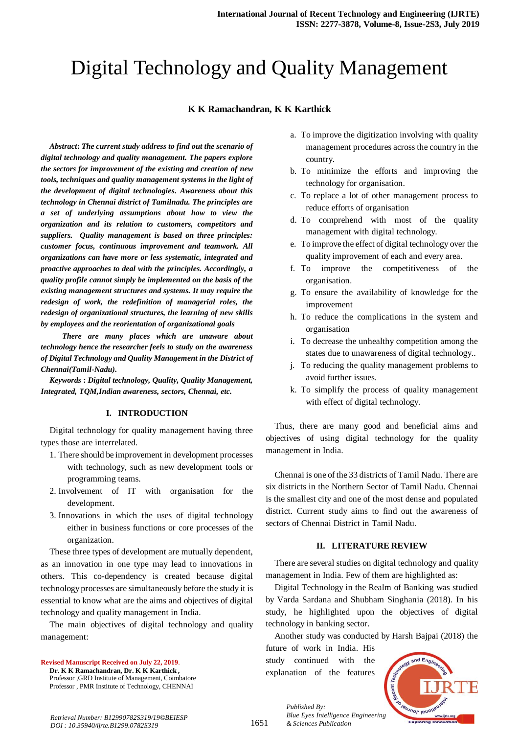# Digital Technology and Quality Management

**K K Ramachandran, K K Karthick**

***Abstract*: *The current study address to find out the scenario of digital technology and quality management. The papers explore the sectors for improvement of the existing and creation of new tools, techniques and quality management systems in the light of the development of digital technologies. Awareness about this technology in Chennai district of Tamilnadu. The principles are a set of underlying assumptions about how to view the organization and its relation to customers, competitors and suppliers. Quality management is based on three principles: customer focus, continuous improvement and teamwork. All organizations can have more or less systematic, integrated and proactive approaches to deal with the principles. Accordingly, a quality profile cannot simply be implemented on the basis of the existing management structures and systems. It may require the redesign of work, the redefinition of managerial roles, the redesign of organizational structures, the learning of new skills by employees and the reorientation of organizational goals***

***There are many places which are unaware about technology hence the researcher feels to study on the awareness of Digital Technology and Quality Management in the District of Chennai(Tamil-Nadu).***

***Keywords* : *Digital technology, Quality, Quality Management, Integrated, TQM,Indian awareness, sectors, Chennai, etc.***

## I. INTRODUCTION

Digital technology for quality management having three types those are interrelated.

1. There should be improvement in development processes with technology, such as new development tools or programming teams.
2. Involvement of IT with organisation for the development.
3. Innovations in which the uses of digital technology either in business functions or core processes of the organization.

These three types of development are mutually dependent, as an innovation in one type may lead to innovations in others. This co-dependency is created because digital technology processes are simultaneously before the study it is essential to know what are the aims and objectives of digital technology and quality management in India.

The main objectives of digital technology and quality management:

a. To improve the digitization involving with quality management procedures across the country in the country.
b. To minimize the efforts and improving the technology for organisation.
c. To replace a lot of other management process to reduce efforts of organisation
d. To comprehend with most of the quality management with digital technology.
e. To improve the effect of digital technology over the quality improvement of each and every area.
f. To improve the competitiveness of the organisation.
g. To ensure the availability of knowledge for the improvement
h. To reduce the complications in the system and organisation
i. To decrease the unhealthy competition among the states due to unawareness of digital technology..
j. To reducing the quality management problems to avoid further issues.
k. To simplify the process of quality management with effect of digital technology.

Thus, there are many good and beneficial aims and objectives of using digital technology for the quality management in India.

Chennai is one of the 33 districts of Tamil Nadu. There are six districts in the Northern Sector of Tamil Nadu. Chennai is the smallest city and one of the most dense and populated district. Current study aims to find out the awareness of sectors of Chennai District in Tamil Nadu.

## II. LITERATURE REVIEW

There are several studies on digital technology and quality management in India. Few of them are highlighted as:

Digital Technology in the Realm of Banking was studied by Varda Sardana and Shubham Singhania (2018). In his study, he highlighted upon the objectives of digital technology in banking sector.

Another study was conducted by Harsh Bajpai (2018) the future of work in India. His study continued with the explanation of the features

**Revised Manuscript Received on July 22, 2019.**

**Dr. K K Ramachandran, Dr. K K Karthick ,**
Professor ,GRD Institute of Management, Coimbatore
Professor , PMR Institute of Technology, CHENNAI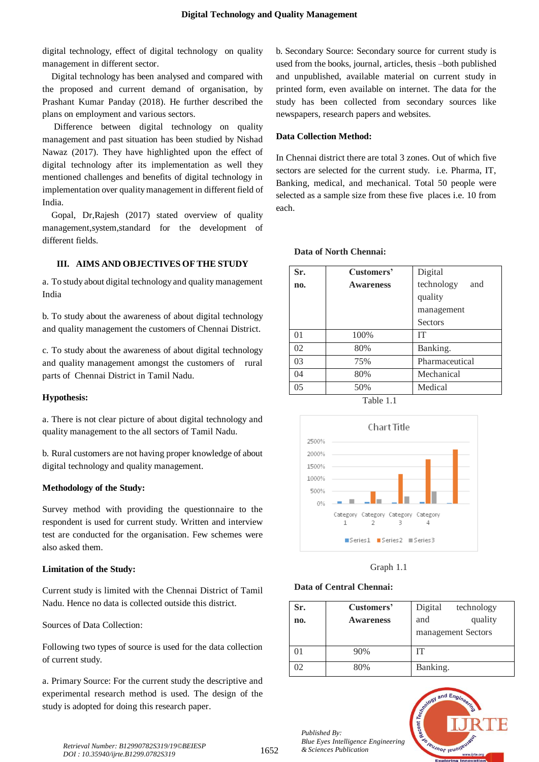digital technology, effect of digital technology on quality management in different sector.

Digital technology has been analysed and compared with the proposed and current demand of organisation, by Prashant Kumar Panday (2018). He further described the plans on employment and various sectors.

Difference between digital technology on quality management and past situation has been studied by Nishad Nawaz (2017). They have highlighted upon the effect of digital technology after its implementation as well they mentioned challenges and benefits of digital technology in implementation over quality management in different field of India.

Gopal, Dr,Rajesh (2017) stated overview of quality management,system,standard for the development of different fields.

## III. AIMS AND OBJECTIVES OF THE STUDY

a. To study about digital technology and quality management India

b. To study about the awareness of about digital technology and quality management the customers of Chennai District.

c. To study about the awareness of about digital technology and quality management amongst the customers of rural parts of Chennai District in Tamil Nadu.

**Hypothesis:**

a. There is not clear picture of about digital technology and quality management to the all sectors of Tamil Nadu.

b. Rural customers are not having proper knowledge of about digital technology and quality management.

**Methodology of the Study:**

Survey method with providing the questionnaire to the respondent is used for current study. Written and interview test are conducted for the organisation. Few schemes were also asked them.

**Limitation of the Study:**

Current study is limited with the Chennai District of Tamil Nadu. Hence no data is collected outside this district.

Sources of Data Collection:

Following two types of source is used for the data collection of current study.

a. Primary Source: For the current study the descriptive and experimental research method is used. The design of the study is adopted for doing this research paper.

b. Secondary Source: Secondary source for current study is used from the books, journal, articles, thesis –both published and unpublished, available material on current study in printed form, even available on internet. The data for the study has been collected from secondary sources like newspapers, research papers and websites.

**Data Collection Method:**

In Chennai district there are total 3 zones. Out of which five sectors are selected for the current study. i.e. Pharma, IT, Banking, medical, and mechanical. Total 50 people were selected as a sample size from these five places i.e. 10 from each.

**Data of North Chennai:**

| Sr. no. | Customers' Awareness | Digital technology and quality management Sectors |
|---|---|---|
| 01 | 100% | IT |
| 02 | 80% | Banking. |
| 03 | 75% | Pharmaceutical |
| 04 | 80% | Mechanical |
| 05 | 50% | Medical |

Table 1.1

Graph 1.1

**Data of Central Chennai:**

| Sr. no. | Customers' Awareness | Digital technology and quality management Sectors |
|---|---|---|
| 01 | 90% | IT |
| 02 | 80% | Banking. |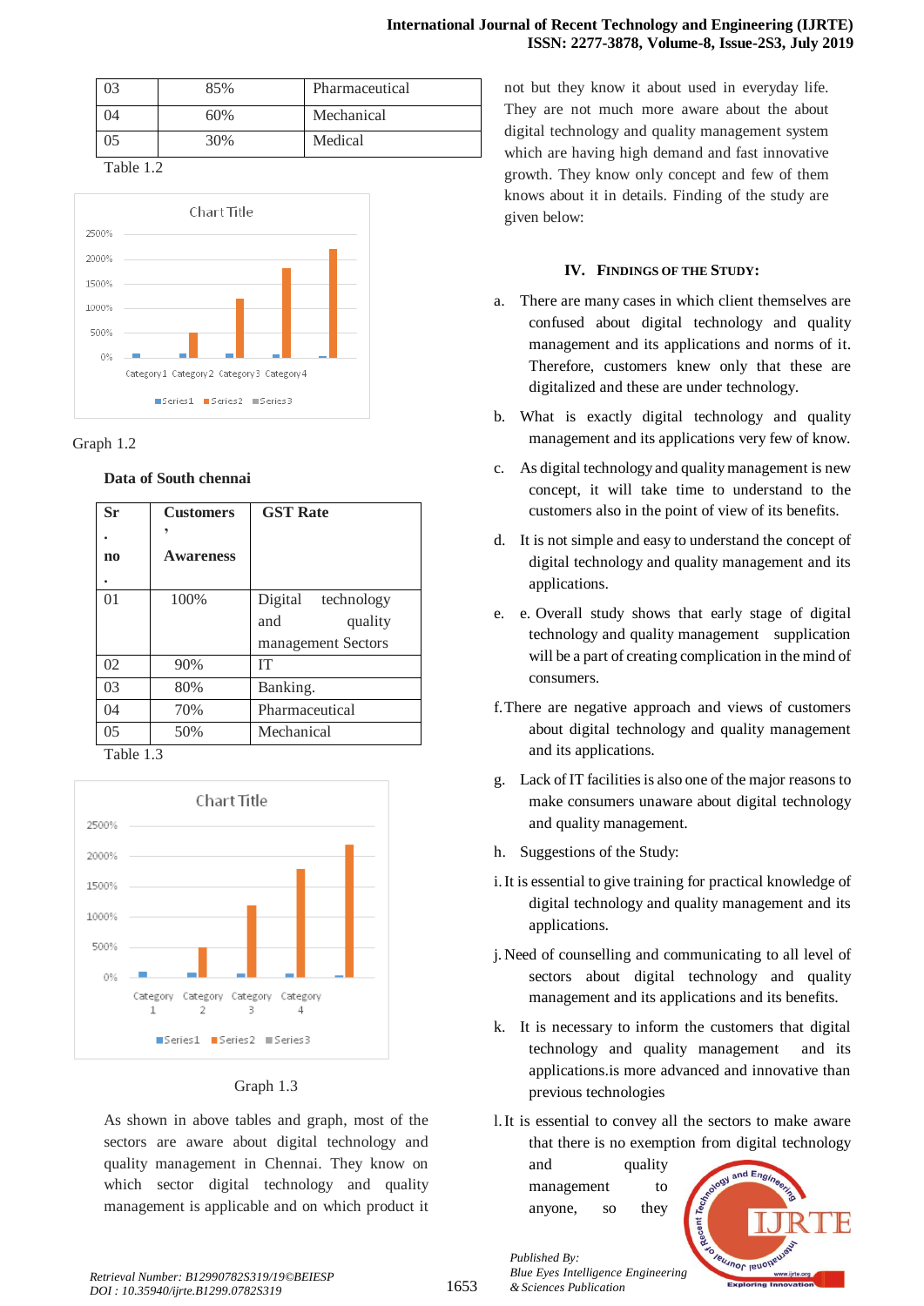| 03 | 85% | Pharmaceutical |
|---|---|---|
| 04 | 60% | Mechanical |
| 05 | 30% | Medical |

Table 1.2

Graph 1.2

**Data of South chennai**

| Sr. no. | Customers' Awareness | GST Rate |
|---|---|---|
| 01 | 100% | Digital technology and quality management Sectors |
| 02 | 90% | IT |
| 03 | 80% | Banking. |
| 04 | 70% | Pharmaceutical |
| 05 | 50% | Mechanical |

Table 1.3

Graph 1.3

As shown in above tables and graph, most of the sectors are aware about digital technology and quality management in Chennai. They know on which sector digital technology and quality management is applicable and on which product it not but they know it about used in everyday life. They are not much more aware about the about digital technology and quality management system which are having high demand and fast innovative growth. They know only concept and few of them knows about it in details. Finding of the study are given below:

## IV. Findings of the Study:

a. There are many cases in which client themselves are confused about digital technology and quality management and its applications and norms of it. Therefore, customers knew only that these are digitalized and these are under technology.

b. What is exactly digital technology and quality management and its applications very few of know.

c. As digital technology and quality management is new concept, it will take time to understand to the customers also in the point of view of its benefits.

d. It is not simple and easy to understand the concept of digital technology and quality management and its applications.

e. e. Overall study shows that early stage of digital technology and quality management supplication will be a part of creating complication in the mind of consumers.

f. There are negative approach and views of customers about digital technology and quality management and its applications.

g. Lack of IT facilities is also one of the major reasons to make consumers unaware about digital technology and quality management.

h. Suggestions of the Study:

i. It is essential to give training for practical knowledge of digital technology and quality management and its applications.

j. Need of counselling and communicating to all level of sectors about digital technology and quality management and its applications and its benefits.

k. It is necessary to inform the customers that digital technology and quality management and its applications.is more advanced and innovative than previous technologies

l. It is essential to convey all the sectors to make aware that there is no exemption from digital technology and quality management to anyone, so they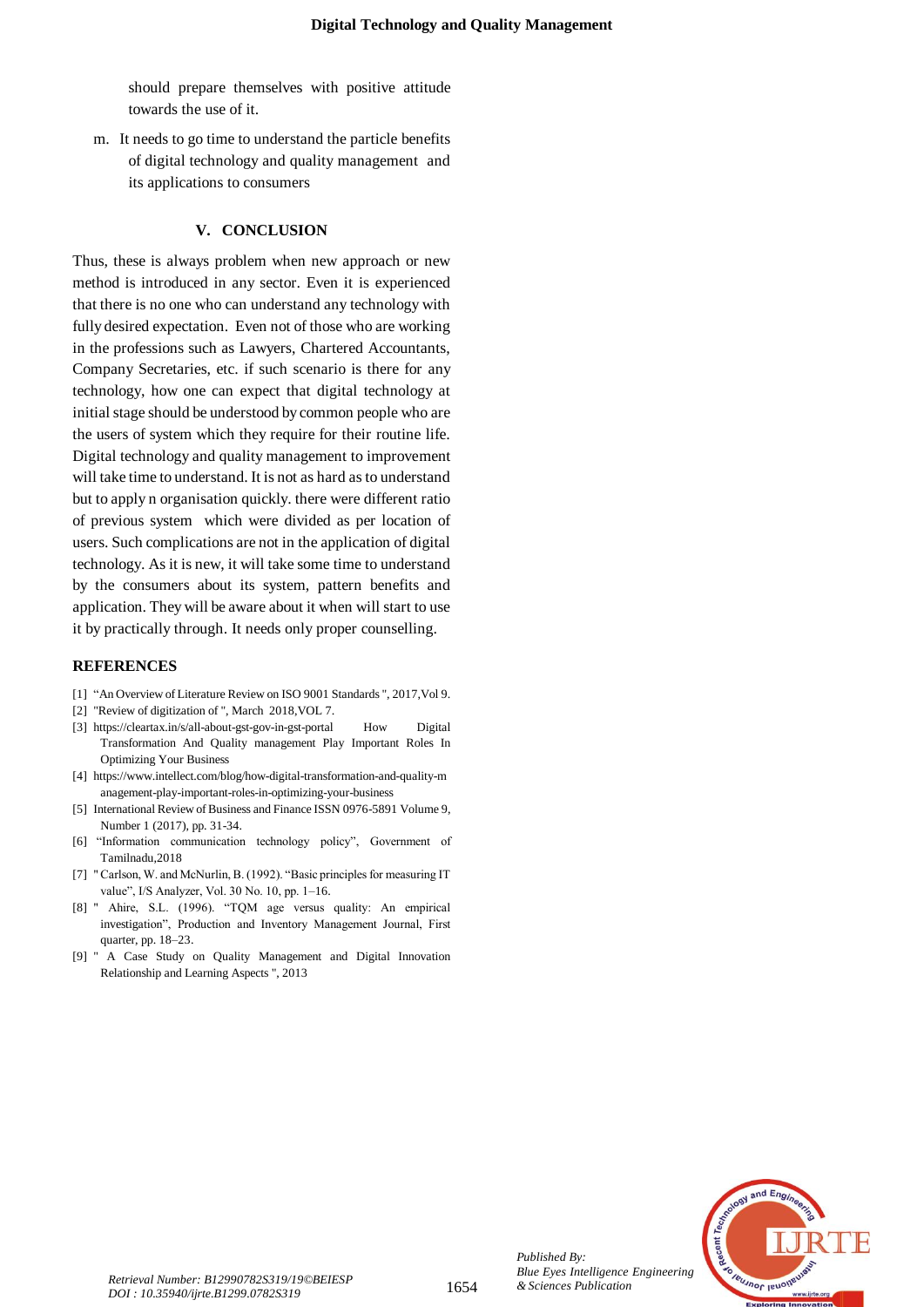should prepare themselves with positive attitude towards the use of it.

m. It needs to go time to understand the particle benefits of digital technology and quality management and its applications to consumers

## V. CONCLUSION

Thus, these is always problem when new approach or new method is introduced in any sector. Even it is experienced that there is no one who can understand any technology with fully desired expectation. Even not of those who are working in the professions such as Lawyers, Chartered Accountants, Company Secretaries, etc. if such scenario is there for any technology, how one can expect that digital technology at initial stage should be understood by common people who are the users of system which they require for their routine life. Digital technology and quality management to improvement will take time to understand. It is not as hard as to understand but to apply n organisation quickly. there were different ratio of previous system which were divided as per location of users. Such complications are not in the application of digital technology. As it is new, it will take some time to understand by the consumers about its system, pattern benefits and application. They will be aware about it when will start to use it by practically through. It needs only proper counselling.

## REFERENCES

[1] "An Overview of Literature Review on ISO 9001 Standards ", 2017,Vol 9.

[2] "Review of digitization of ", March 2018,VOL 7.

[3] https://cleartax.in/s/all-about-gst-gov-in-gst-portal How Digital Transformation And Quality management Play Important Roles In Optimizing Your Business

[4] https://www.intellect.com/blog/how-digital-transformation-and-quality-management-play-important-roles-in-optimizing-your-business

[5] International Review of Business and Finance ISSN 0976-5891 Volume 9, Number 1 (2017), pp. 31-34.

[6] "Information communication technology policy", Government of Tamilnadu,2018

[7] " Carlson, W. and McNurlin, B. (1992). "Basic principles for measuring IT value", I/S Analyzer, Vol. 30 No. 10, pp. 1–16.

[8] " Ahire, S.L. (1996). "TQM age versus quality: An empirical investigation", Production and Inventory Management Journal, First quarter, pp. 18–23.

[9] " A Case Study on Quality Management and Digital Innovation Relationship and Learning Aspects ", 2013